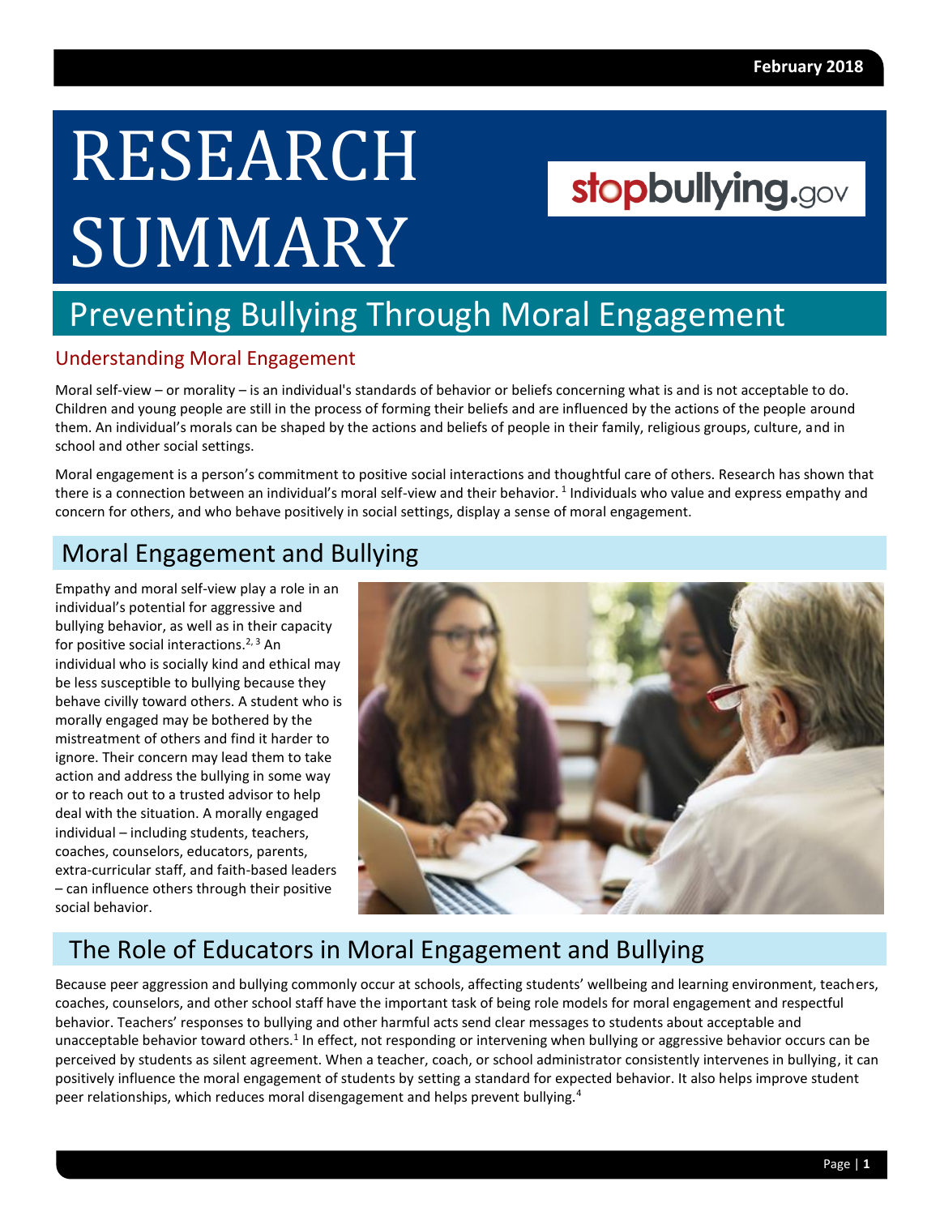February 2018

# RESEARCH SUMMARY

stopbullying.gov

# Preventing Bullying Through Moral Engagement

### Understanding Moral Engagement

Moral self-view – or morality – is an individual's standards of behavior or beliefs concerning what is and is not acceptable to do. Children and young people are still in the process of forming their beliefs and are influenced by the actions of the people around them. An individual's morals can be shaped by the actions and beliefs of people in their family, religious groups, culture, and in school and other social settings.

Moral engagement is a person's commitment to positive social interactions and thoughtful care of others. Research has shown that there is a connection between an individual's moral self-view and their behavior.[1] Individuals who value and express empathy and concern for others, and who behave positively in social settings, display a sense of moral engagement.

## Moral Engagement and Bullying

Empathy and moral self-view play a role in an individual's potential for aggressive and bullying behavior, as well as in their capacity for positive social interactions.[2, 3] An individual who is socially kind and ethical may be less susceptible to bullying because they behave civilly toward others. A student who is morally engaged may be bothered by the mistreatment of others and find it harder to ignore. Their concern may lead them to take action and address the bullying in some way or to reach out to a trusted advisor to help deal with the situation. A morally engaged individual – including students, teachers, coaches, counselors, educators, parents, extra-curricular staff, and faith-based leaders – can influence others through their positive social behavior.

## The Role of Educators in Moral Engagement and Bullying

Because peer aggression and bullying commonly occur at schools, affecting students' wellbeing and learning environment, teachers, coaches, counselors, and other school staff have the important task of being role models for moral engagement and respectful behavior. Teachers' responses to bullying and other harmful acts send clear messages to students about acceptable and unacceptable behavior toward others.[1] In effect, not responding or intervening when bullying or aggressive behavior occurs can be perceived by students as silent agreement. When a teacher, coach, or school administrator consistently intervenes in bullying, it can positively influence the moral engagement of students by setting a standard for expected behavior. It also helps improve student peer relationships, which reduces moral disengagement and helps prevent bullying.[4]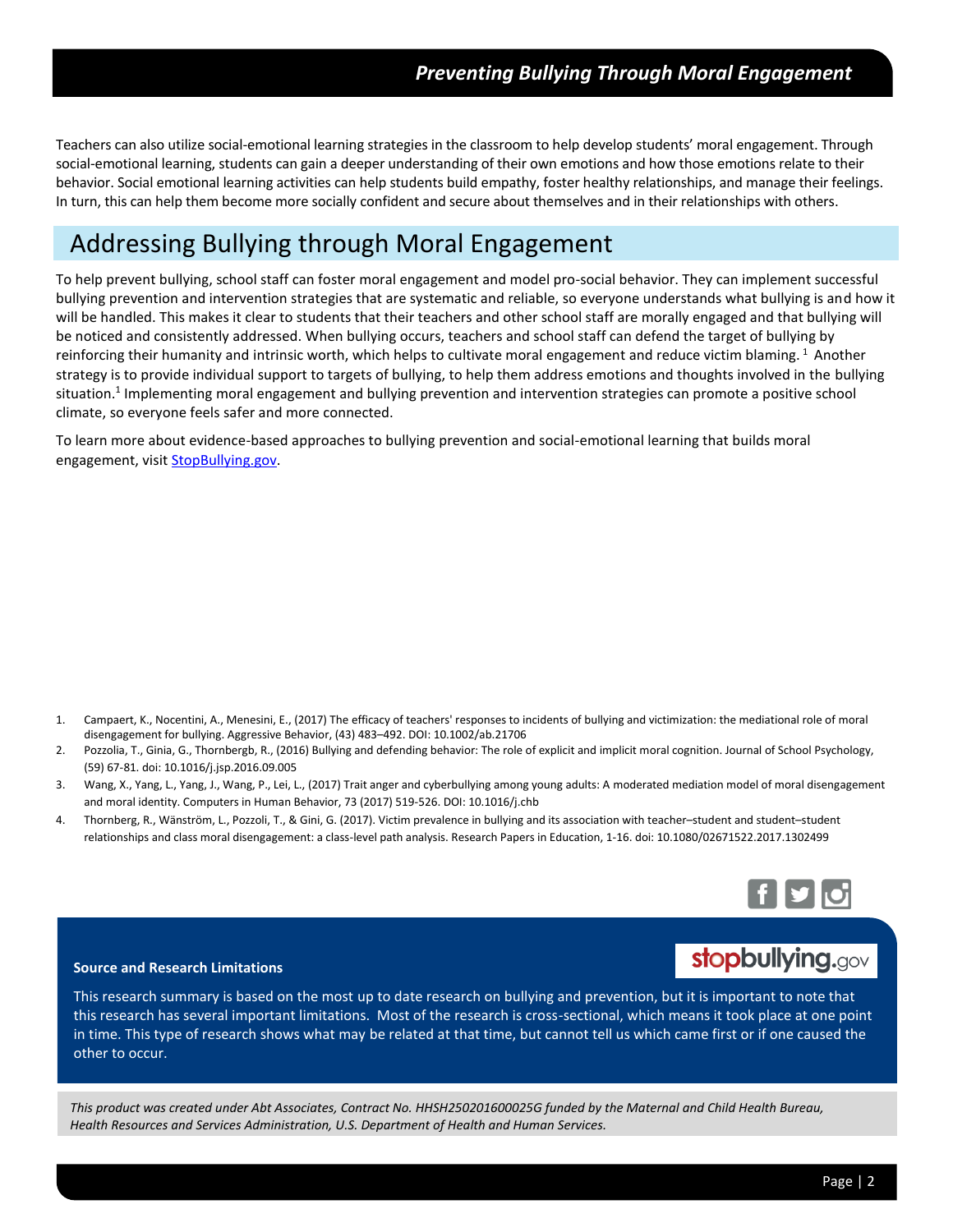Teachers can also utilize social-emotional learning strategies in the classroom to help develop students' moral engagement. Through social-emotional learning, students can gain a deeper understanding of their own emotions and how those emotions relate to their behavior. Social emotional learning activities can help students build empathy, foster healthy relationships, and manage their feelings. In turn, this can help them become more socially confident and secure about themselves and in their relationships with others.

## Addressing Bullying through Moral Engagement

To help prevent bullying, school staff can foster moral engagement and model pro-social behavior. They can implement successful bullying prevention and intervention strategies that are systematic and reliable, so everyone understands what bullying is and how it will be handled. This makes it clear to students that their teachers and other school staff are morally engaged and that bullying will be noticed and consistently addressed. When bullying occurs, teachers and school staff can defend the target of bullying by reinforcing their humanity and intrinsic worth, which helps to cultivate moral engagement and reduce victim blaming.[1] Another strategy is to provide individual support to targets of bullying, to help them address emotions and thoughts involved in the bullying situation.[1] Implementing moral engagement and bullying prevention and intervention strategies can promote a positive school climate, so everyone feels safer and more connected.

To learn more about evidence-based approaches to bullying prevention and social-emotional learning that builds moral engagement, visit [StopBullying.gov](https://www.stopbullying.gov).

1. Campaert, K., Nocentini, A., Menesini, E., (2017) The efficacy of teachers' responses to incidents of bullying and victimization: the mediational role of moral disengagement for bullying. Aggressive Behavior, (43) 483–492. DOI: 10.1002/ab.21706
2. Pozzolia, T., Ginia, G., Thornbergb, R., (2016) Bullying and defending behavior: The role of explicit and implicit moral cognition. Journal of School Psychology, (59) 67-81. doi: 10.1016/j.jsp.2016.09.005
3. Wang, X., Yang, L., Yang, J., Wang, P., Lei, L., (2017) Trait anger and cyberbullying among young adults: A moderated mediation model of moral disengagement and moral identity. Computers in Human Behavior, 73 (2017) 519-526. DOI: 10.1016/j.chb
4. Thornberg, R., Wänström, L., Pozzoli, T., & Gini, G. (2017). Victim prevalence in bullying and its association with teacher–student and student–student relationships and class moral disengagement: a class-level path analysis. Research Papers in Education, 1-16. doi: 10.1080/02671522.2017.1302499

stopbullying.gov

**Source and Research Limitations**

This research summary is based on the most up to date research on bullying and prevention, but it is important to note that this research has several important limitations. Most of the research is cross-sectional, which means it took place at one point in time. This type of research shows what may be related at that time, but cannot tell us which came first or if one caused the other to occur.

*This product was created under Abt Associates, Contract No. HHSH250201600025G funded by the Maternal and Child Health Bureau, Health Resources and Services Administration, U.S. Department of Health and Human Services.*